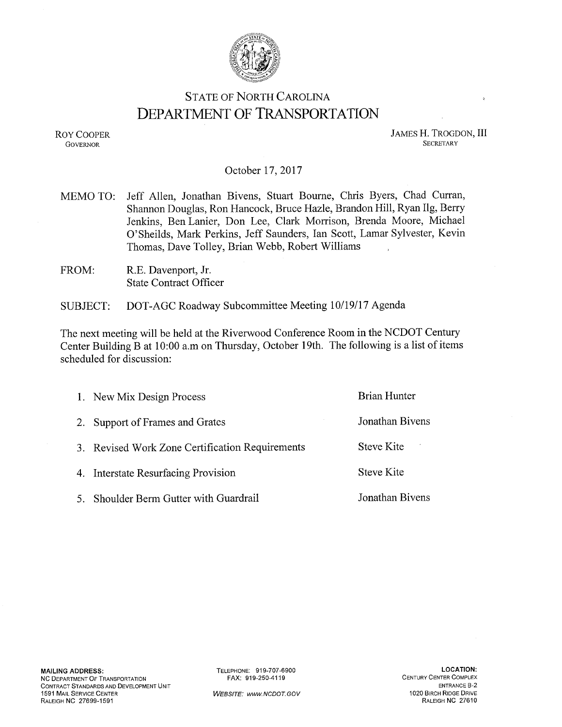# STATE OF NORTH CAROLINA
## DEPARTMENT OF TRANSPORTATION

ROY COOPER
GOVERNOR

JAMES H. TROGDON, III
SECRETARY

October 17, 2017

MEMO TO: Jeff Allen, Jonathan Bivens, Stuart Bourne, Chris Byers, Chad Curran, Shannon Douglas, Ron Hancock, Bruce Hazle, Brandon Hill, Ryan Ilg, Berry Jenkins, Ben Lanier, Don Lee, Clark Morrison, Brenda Moore, Michael O'Sheilds, Mark Perkins, Jeff Saunders, Ian Scott, Lamar Sylvester, Kevin Thomas, Dave Tolley, Brian Webb, Robert Williams

FROM: R.E. Davenport, Jr.
State Contract Officer

SUBJECT: DOT-AGC Roadway Subcommittee Meeting 10/19/17 Agenda

The next meeting will be held at the Riverwood Conference Room in the NCDOT Century Center Building B at 10:00 a.m on Thursday, October 19th. The following is a list of items scheduled for discussion:

| Item | Presenter |
| --- | --- |
| 1. New Mix Design Process | Brian Hunter |
| 2. Support of Frames and Grates | Jonathan Bivens |
| 3. Revised Work Zone Certification Requirements | Steve Kite |
| 4. Interstate Resurfacing Provision | Steve Kite |
| 5. Shoulder Berm Gutter with Guardrail | Jonathan Bivens |

**MAILING ADDRESS:**
NC DEPARTMENT OF TRANSPORTATION
CONTRACT STANDARDS AND DEVELOPMENT UNIT
1591 MAIL SERVICE CENTER
RALEIGH NC 27699-1591

TELEPHONE: 919-707-6900
FAX: 919-250-4119

*WEBSITE: www.NCDOT.GOV*

**LOCATION:**
CENTURY CENTER COMPLEX
ENTRANCE B-2
1020 BIRCH RIDGE DRIVE
RALEIGH NC 27610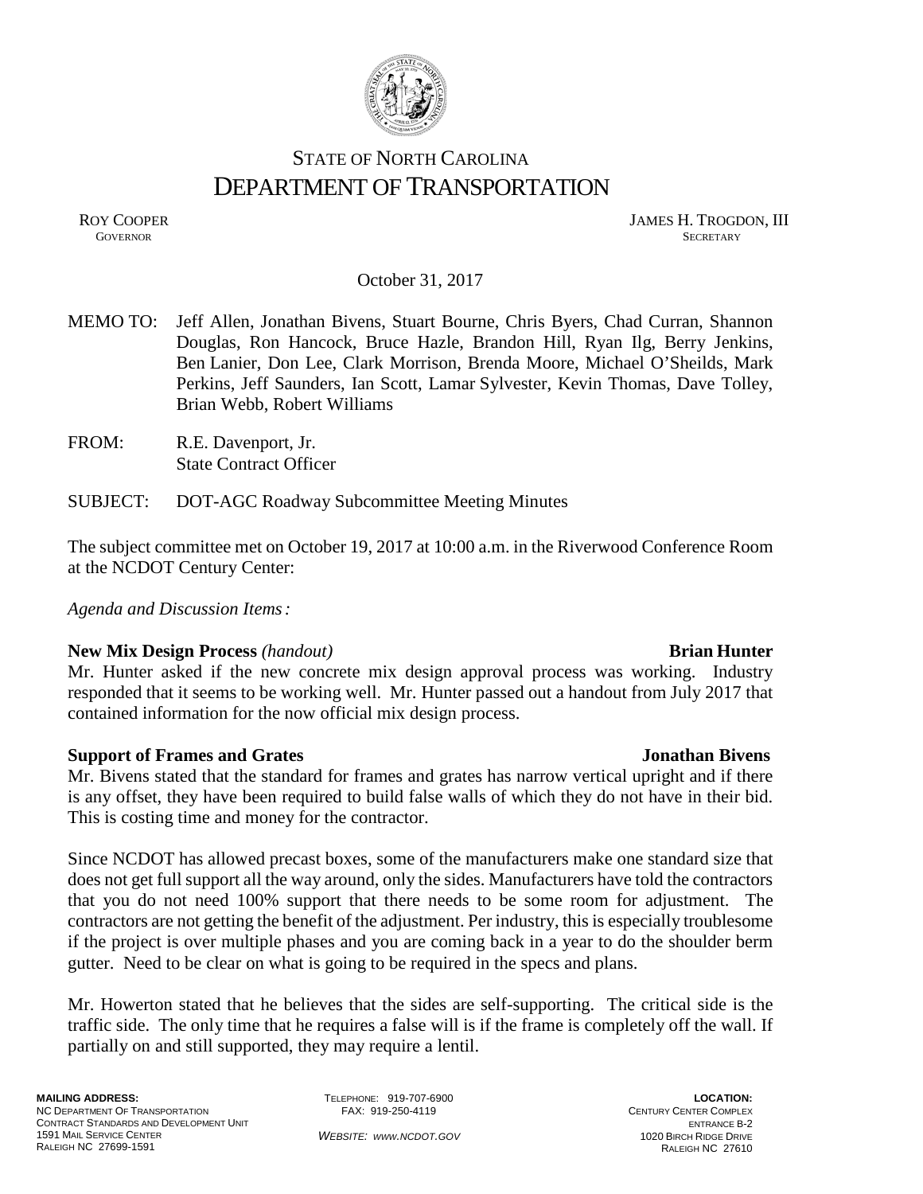# STATE OF NORTH CAROLINA
# DEPARTMENT OF TRANSPORTATION

ROY COOPER
GOVERNOR

JAMES H. TROGDON, III
SECRETARY

October 31, 2017

MEMO TO: Jeff Allen, Jonathan Bivens, Stuart Bourne, Chris Byers, Chad Curran, Shannon Douglas, Ron Hancock, Bruce Hazle, Brandon Hill, Ryan Ilg, Berry Jenkins, Ben Lanier, Don Lee, Clark Morrison, Brenda Moore, Michael O'Sheilds, Mark Perkins, Jeff Saunders, Ian Scott, Lamar Sylvester, Kevin Thomas, Dave Tolley, Brian Webb, Robert Williams

FROM: R.E. Davenport, Jr.
State Contract Officer

SUBJECT: DOT-AGC Roadway Subcommittee Meeting Minutes

The subject committee met on October 19, 2017 at 10:00 a.m. in the Riverwood Conference Room at the NCDOT Century Center:

*Agenda and Discussion Items:*

**New Mix Design Process** *(handout)* **Brian Hunter**

Mr. Hunter asked if the new concrete mix design approval process was working. Industry responded that it seems to be working well. Mr. Hunter passed out a handout from July 2017 that contained information for the now official mix design process.

**Support of Frames and Grates** **Jonathan Bivens**

Mr. Bivens stated that the standard for frames and grates has narrow vertical upright and if there is any offset, they have been required to build false walls of which they do not have in their bid. This is costing time and money for the contractor.

Since NCDOT has allowed precast boxes, some of the manufacturers make one standard size that does not get full support all the way around, only the sides. Manufacturers have told the contractors that you do not need 100% support that there needs to be some room for adjustment. The contractors are not getting the benefit of the adjustment. Per industry, this is especially troublesome if the project is over multiple phases and you are coming back in a year to do the shoulder berm gutter. Need to be clear on what is going to be required in the specs and plans.

Mr. Howerton stated that he believes that the sides are self-supporting. The critical side is the traffic side. The only time that he requires a false will is if the frame is completely off the wall. If partially on and still supported, they may require a lentil.

**MAILING ADDRESS:**
NC DEPARTMENT OF TRANSPORTATION
CONTRACT STANDARDS AND DEVELOPMENT UNIT
1591 MAIL SERVICE CENTER
RALEIGH NC 27699-1591

TELEPHONE: 919-707-6900
FAX: 919-250-4119

*WEBSITE: WWW.NCDOT.GOV*

**LOCATION:**
CENTURY CENTER COMPLEX
ENTRANCE B-2
1020 BIRCH RIDGE DRIVE
RALEIGH NC 27610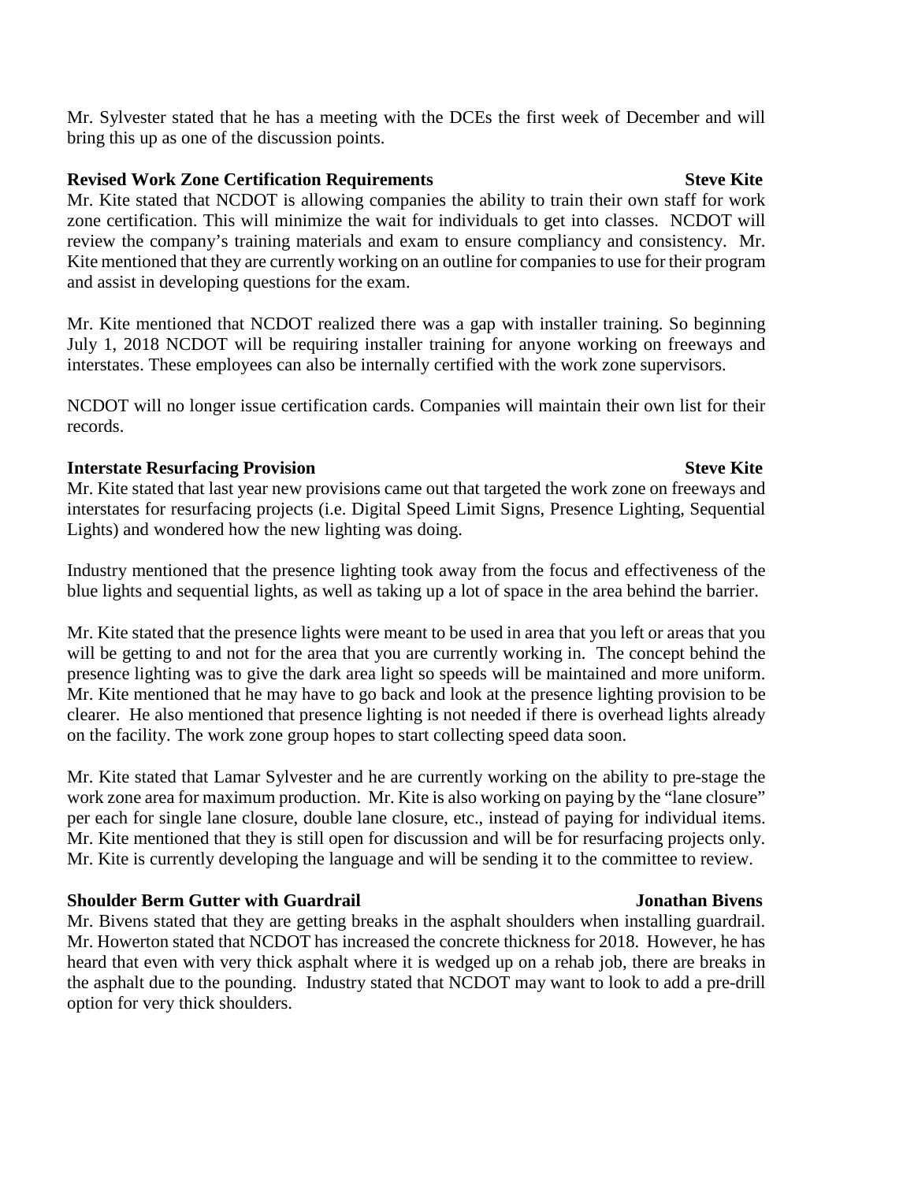Mr. Sylvester stated that he has a meeting with the DCEs the first week of December and will bring this up as one of the discussion points.

**Revised Work Zone Certification Requirements** **Steve Kite**

Mr. Kite stated that NCDOT is allowing companies the ability to train their own staff for work zone certification. This will minimize the wait for individuals to get into classes. NCDOT will review the company's training materials and exam to ensure compliancy and consistency. Mr. Kite mentioned that they are currently working on an outline for companies to use for their program and assist in developing questions for the exam.

Mr. Kite mentioned that NCDOT realized there was a gap with installer training. So beginning July 1, 2018 NCDOT will be requiring installer training for anyone working on freeways and interstates. These employees can also be internally certified with the work zone supervisors.

NCDOT will no longer issue certification cards. Companies will maintain their own list for their records.

**Interstate Resurfacing Provision** **Steve Kite**

Mr. Kite stated that last year new provisions came out that targeted the work zone on freeways and interstates for resurfacing projects (i.e. Digital Speed Limit Signs, Presence Lighting, Sequential Lights) and wondered how the new lighting was doing.

Industry mentioned that the presence lighting took away from the focus and effectiveness of the blue lights and sequential lights, as well as taking up a lot of space in the area behind the barrier.

Mr. Kite stated that the presence lights were meant to be used in area that you left or areas that you will be getting to and not for the area that you are currently working in. The concept behind the presence lighting was to give the dark area light so speeds will be maintained and more uniform. Mr. Kite mentioned that he may have to go back and look at the presence lighting provision to be clearer. He also mentioned that presence lighting is not needed if there is overhead lights already on the facility. The work zone group hopes to start collecting speed data soon.

Mr. Kite stated that Lamar Sylvester and he are currently working on the ability to pre-stage the work zone area for maximum production. Mr. Kite is also working on paying by the "lane closure" per each for single lane closure, double lane closure, etc., instead of paying for individual items. Mr. Kite mentioned that they is still open for discussion and will be for resurfacing projects only. Mr. Kite is currently developing the language and will be sending it to the committee to review.

**Shoulder Berm Gutter with Guardrail** **Jonathan Bivens**

Mr. Bivens stated that they are getting breaks in the asphalt shoulders when installing guardrail. Mr. Howerton stated that NCDOT has increased the concrete thickness for 2018. However, he has heard that even with very thick asphalt where it is wedged up on a rehab job, there are breaks in the asphalt due to the pounding. Industry stated that NCDOT may want to look to add a pre-drill option for very thick shoulders.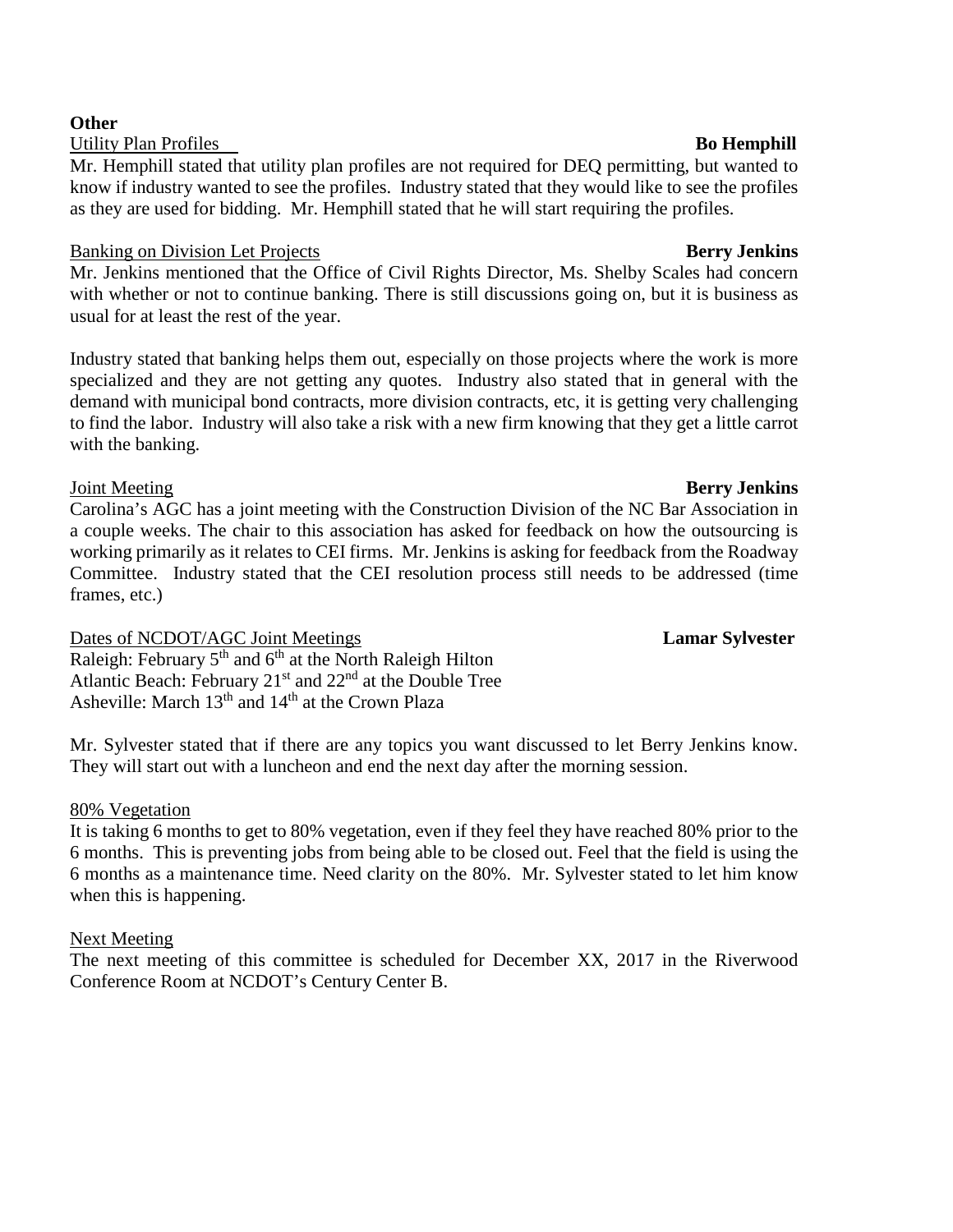**Other**

Utility Plan Profiles **Bo Hemphill**

Mr. Hemphill stated that utility plan profiles are not required for DEQ permitting, but wanted to know if industry wanted to see the profiles. Industry stated that they would like to see the profiles as they are used for bidding. Mr. Hemphill stated that he will start requiring the profiles.

Banking on Division Let Projects **Berry Jenkins**

Mr. Jenkins mentioned that the Office of Civil Rights Director, Ms. Shelby Scales had concern with whether or not to continue banking. There is still discussions going on, but it is business as usual for at least the rest of the year.

Industry stated that banking helps them out, especially on those projects where the work is more specialized and they are not getting any quotes. Industry also stated that in general with the demand with municipal bond contracts, more division contracts, etc, it is getting very challenging to find the labor. Industry will also take a risk with a new firm knowing that they get a little carrot with the banking.

Joint Meeting **Berry Jenkins**

Carolina's AGC has a joint meeting with the Construction Division of the NC Bar Association in a couple weeks. The chair to this association has asked for feedback on how the outsourcing is working primarily as it relates to CEI firms. Mr. Jenkins is asking for feedback from the Roadway Committee. Industry stated that the CEI resolution process still needs to be addressed (time frames, etc.)

Dates of NCDOT/AGC Joint Meetings **Lamar Sylvester**

Raleigh: February 5th and 6th at the North Raleigh Hilton
Atlantic Beach: February 21st and 22nd at the Double Tree
Asheville: March 13th and 14th at the Crown Plaza

Mr. Sylvester stated that if there are any topics you want discussed to let Berry Jenkins know. They will start out with a luncheon and end the next day after the morning session.

80% Vegetation

It is taking 6 months to get to 80% vegetation, even if they feel they have reached 80% prior to the 6 months. This is preventing jobs from being able to be closed out. Feel that the field is using the 6 months as a maintenance time. Need clarity on the 80%. Mr. Sylvester stated to let him know when this is happening.

Next Meeting

The next meeting of this committee is scheduled for December XX, 2017 in the Riverwood Conference Room at NCDOT's Century Center B.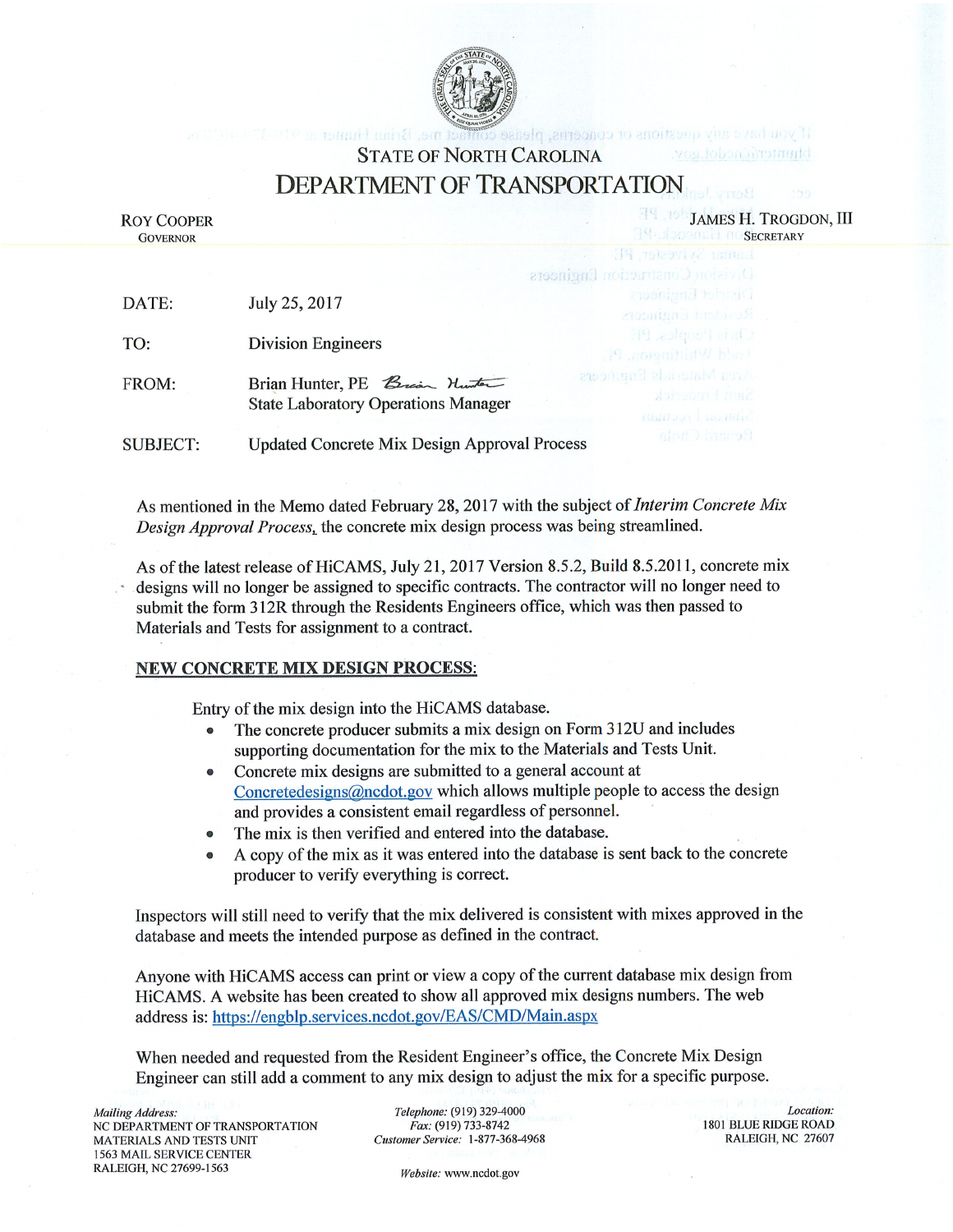STATE OF NORTH CAROLINA

# DEPARTMENT OF TRANSPORTATION

ROY COOPER
GOVERNOR

JAMES H. TROGDON, III
SECRETARY

DATE: July 25, 2017

TO: Division Engineers

FROM: Brian Hunter, PE
State Laboratory Operations Manager

SUBJECT: Updated Concrete Mix Design Approval Process

As mentioned in the Memo dated February 28, 2017 with the subject of *Interim Concrete Mix Design Approval Process*, the concrete mix design process was being streamlined.

As of the latest release of HiCAMS, July 21, 2017 Version 8.5.2, Build 8.5.2011, concrete mix designs will no longer be assigned to specific contracts. The contractor will no longer need to submit the form 312R through the Residents Engineers office, which was then passed to Materials and Tests for assignment to a contract.

**NEW CONCRETE MIX DESIGN PROCESS:**

Entry of the mix design into the HiCAMS database.

- The concrete producer submits a mix design on Form 312U and includes supporting documentation for the mix to the Materials and Tests Unit.
- Concrete mix designs are submitted to a general account at Concretedesigns@ncdot.gov which allows multiple people to access the design and provides a consistent email regardless of personnel.
- The mix is then verified and entered into the database.
- A copy of the mix as it was entered into the database is sent back to the concrete producer to verify everything is correct.

Inspectors will still need to verify that the mix delivered is consistent with mixes approved in the database and meets the intended purpose as defined in the contract.

Anyone with HiCAMS access can print or view a copy of the current database mix design from HiCAMS. A website has been created to show all approved mix designs numbers. The web address is: https://engblp.services.ncdot.gov/EAS/CMD/Main.aspx

When needed and requested from the Resident Engineer's office, the Concrete Mix Design Engineer can still add a comment to any mix design to adjust the mix for a specific purpose.

*Mailing Address:*
NC DEPARTMENT OF TRANSPORTATION
MATERIALS AND TESTS UNIT
1563 MAIL SERVICE CENTER
RALEIGH, NC 27699-1563

*Telephone:* (919) 329-4000
*Fax:* (919) 733-8742
*Customer Service:* 1-877-368-4968

*Website:* www.ncdot.gov

*Location:*
1801 BLUE RIDGE ROAD
RALEIGH, NC 27607